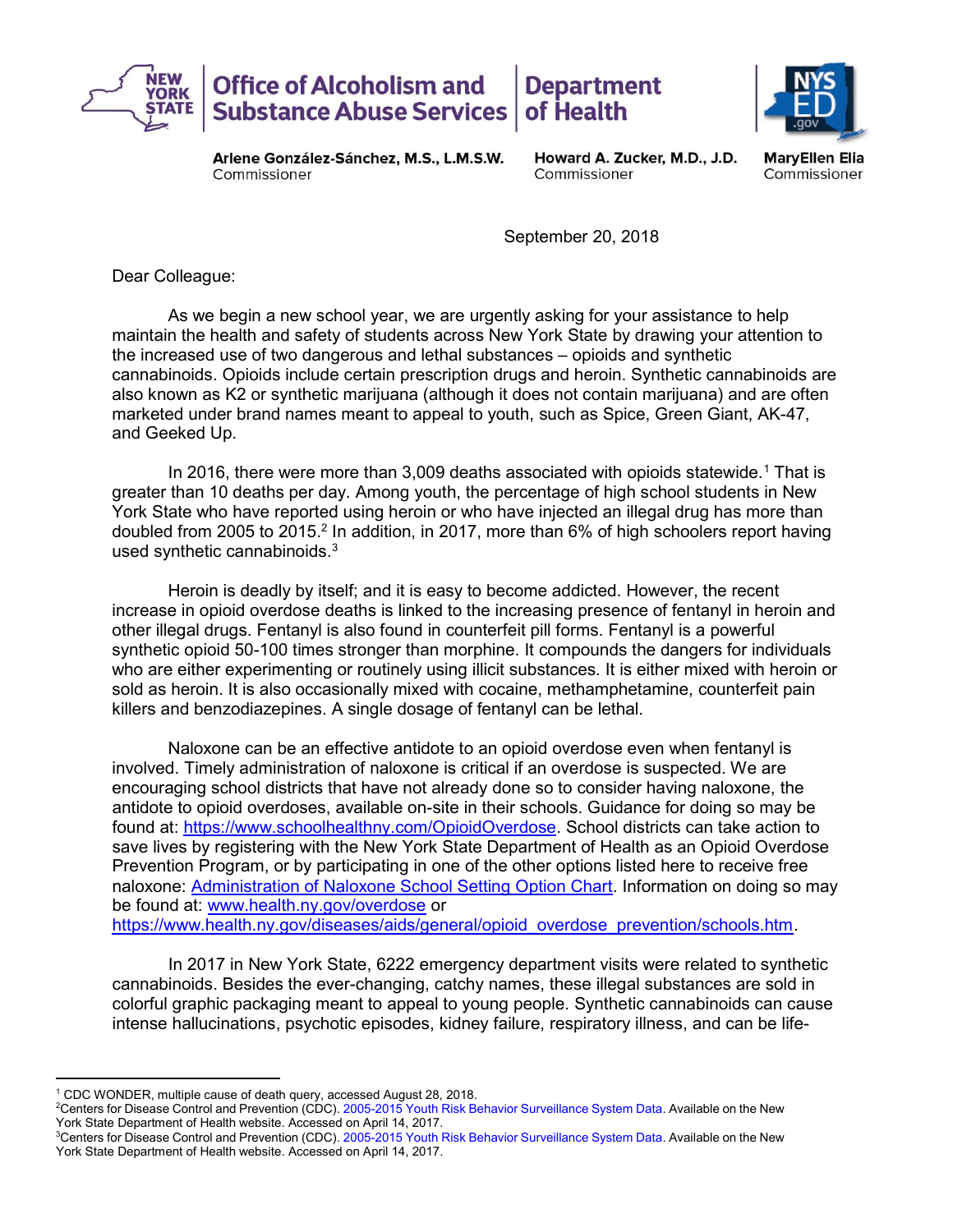**Office of Alcoholism and Substance Abuse Services** | **Department of Health**

**Arlene González-Sánchez, M.S., L.M.S.W.**
Commissioner

**Howard A. Zucker, M.D., J.D.**
Commissioner

**MaryEllen Elia**
Commissioner

September 20, 2018

Dear Colleague:

As we begin a new school year, we are urgently asking for your assistance to help maintain the health and safety of students across New York State by drawing your attention to the increased use of two dangerous and lethal substances – opioids and synthetic cannabinoids. Opioids include certain prescription drugs and heroin. Synthetic cannabinoids are also known as K2 or synthetic marijuana (although it does not contain marijuana) and are often marketed under brand names meant to appeal to youth, such as Spice, Green Giant, AK-47, and Geeked Up.

In 2016, there were more than 3,009 deaths associated with opioids statewide.[1] That is greater than 10 deaths per day. Among youth, the percentage of high school students in New York State who have reported using heroin or who have injected an illegal drug has more than doubled from 2005 to 2015.[2] In addition, in 2017, more than 6% of high schoolers report having used synthetic cannabinoids.[3]

Heroin is deadly by itself; and it is easy to become addicted. However, the recent increase in opioid overdose deaths is linked to the increasing presence of fentanyl in heroin and other illegal drugs. Fentanyl is also found in counterfeit pill forms. Fentanyl is a powerful synthetic opioid 50-100 times stronger than morphine. It compounds the dangers for individuals who are either experimenting or routinely using illicit substances. It is either mixed with heroin or sold as heroin. It is also occasionally mixed with cocaine, methamphetamine, counterfeit pain killers and benzodiazepines. A single dosage of fentanyl can be lethal.

Naloxone can be an effective antidote to an opioid overdose even when fentanyl is involved. Timely administration of naloxone is critical if an overdose is suspected. We are encouraging school districts that have not already done so to consider having naloxone, the antidote to opioid overdoses, available on-site in their schools. Guidance for doing so may be found at: https://www.schoolhealthny.com/OpioidOverdose. School districts can take action to save lives by registering with the New York State Department of Health as an Opioid Overdose Prevention Program, or by participating in one of the other options listed here to receive free naloxone: Administration of Naloxone School Setting Option Chart. Information on doing so may be found at: www.health.ny.gov/overdose or https://www.health.ny.gov/diseases/aids/general/opioid_overdose_prevention/schools.htm.

In 2017 in New York State, 6222 emergency department visits were related to synthetic cannabinoids. Besides the ever-changing, catchy names, these illegal substances are sold in colorful graphic packaging meant to appeal to young people. Synthetic cannabinoids can cause intense hallucinations, psychotic episodes, kidney failure, respiratory illness, and can be life-

---

[1] CDC WONDER, multiple cause of death query, accessed August 28, 2018.

[2] Centers for Disease Control and Prevention (CDC). 2005-2015 Youth Risk Behavior Surveillance System Data. Available on the New York State Department of Health website. Accessed on April 14, 2017.

[3] Centers for Disease Control and Prevention (CDC). 2005-2015 Youth Risk Behavior Surveillance System Data. Available on the New York State Department of Health website. Accessed on April 14, 2017.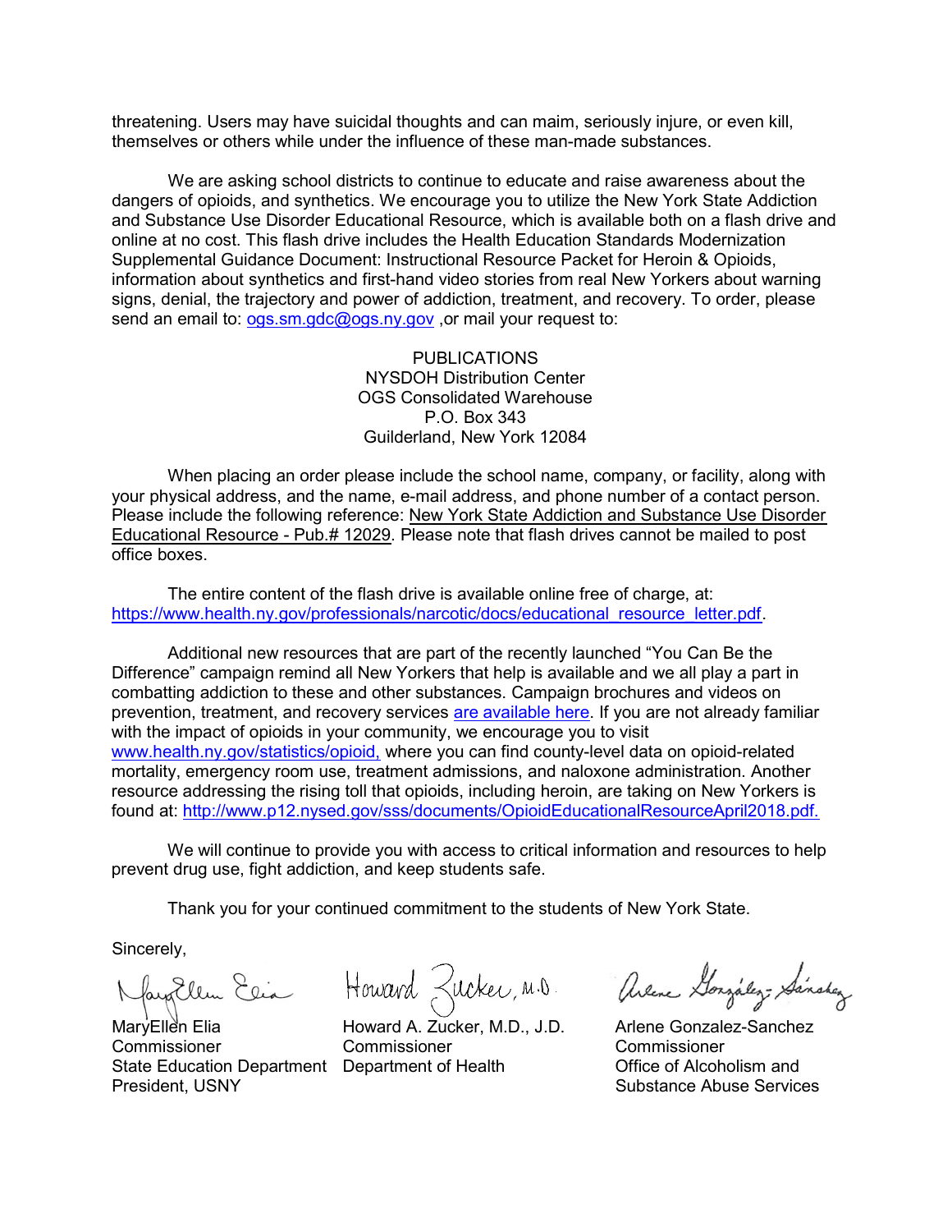threatening. Users may have suicidal thoughts and can maim, seriously injure, or even kill, themselves or others while under the influence of these man-made substances.

We are asking school districts to continue to educate and raise awareness about the dangers of opioids, and synthetics. We encourage you to utilize the New York State Addiction and Substance Use Disorder Educational Resource, which is available both on a flash drive and online at no cost. This flash drive includes the Health Education Standards Modernization Supplemental Guidance Document: Instructional Resource Packet for Heroin & Opioids, information about synthetics and first-hand video stories from real New Yorkers about warning signs, denial, the trajectory and power of addiction, treatment, and recovery. To order, please send an email to: ogs.sm.gdc@ogs.ny.gov ,or mail your request to:

PUBLICATIONS
NYSDOH Distribution Center
OGS Consolidated Warehouse
P.O. Box 343
Guilderland, New York 12084

When placing an order please include the school name, company, or facility, along with your physical address, and the name, e-mail address, and phone number of a contact person. Please include the following reference: New York State Addiction and Substance Use Disorder Educational Resource - Pub.# 12029. Please note that flash drives cannot be mailed to post office boxes.

The entire content of the flash drive is available online free of charge, at: https://www.health.ny.gov/professionals/narcotic/docs/educational_resource_letter.pdf.

Additional new resources that are part of the recently launched "You Can Be the Difference" campaign remind all New Yorkers that help is available and we all play a part in combatting addiction to these and other substances. Campaign brochures and videos on prevention, treatment, and recovery services are available here. If you are not already familiar with the impact of opioids in your community, we encourage you to visit www.health.ny.gov/statistics/opioid, where you can find county-level data on opioid-related mortality, emergency room use, treatment admissions, and naloxone administration. Another resource addressing the rising toll that opioids, including heroin, are taking on New Yorkers is found at: http://www.p12.nysed.gov/sss/documents/OpioidEducationalResourceApril2018.pdf.

We will continue to provide you with access to critical information and resources to help prevent drug use, fight addiction, and keep students safe.

Thank you for your continued commitment to the students of New York State.

Sincerely,

MaryEllen Elia
Commissioner
State Education Department
President, USNY

Howard A. Zucker, M.D., J.D.
Commissioner
Department of Health

Arlene Gonzalez-Sanchez
Commissioner
Office of Alcoholism and
Substance Abuse Services